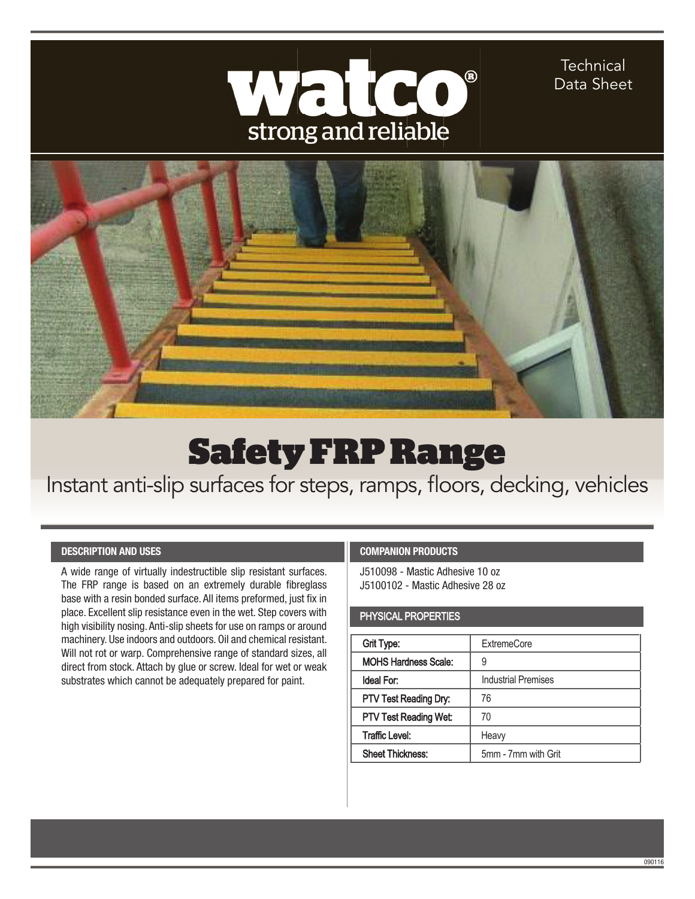watco®
strong and reliable

Technical Data Sheet

# Safety FRP Range

Instant anti-slip surfaces for steps, ramps, floors, decking, vehicles

## DESCRIPTION AND USES

A wide range of virtually indestructible slip resistant surfaces. The FRP range is based on an extremely durable fibreglass base with a resin bonded surface. All items preformed, just fix in place. Excellent slip resistance even in the wet. Step covers with high visibility nosing. Anti-slip sheets for use on ramps or around machinery. Use indoors and outdoors. Oil and chemical resistant. Will not rot or warp. Comprehensive range of standard sizes, all direct from stock. Attach by glue or screw. Ideal for wet or weak substrates which cannot be adequately prepared for paint.

## COMPANION PRODUCTS

J510098 - Mastic Adhesive 10 oz
J5100102 - Mastic Adhesive 28 oz

## PHYSICAL PROPERTIES

| | |
|---|---|
| **Grit Type:** | ExtremeCore |
| **MOHS Hardness Scale:** | 9 |
| **Ideal For:** | Industrial Premises |
| **PTV Test Reading Dry:** | 76 |
| **PTV Test Reading Wet:** | 70 |
| **Traffic Level:** | Heavy |
| **Sheet Thickness:** | 5mm - 7mm with Grit |

090116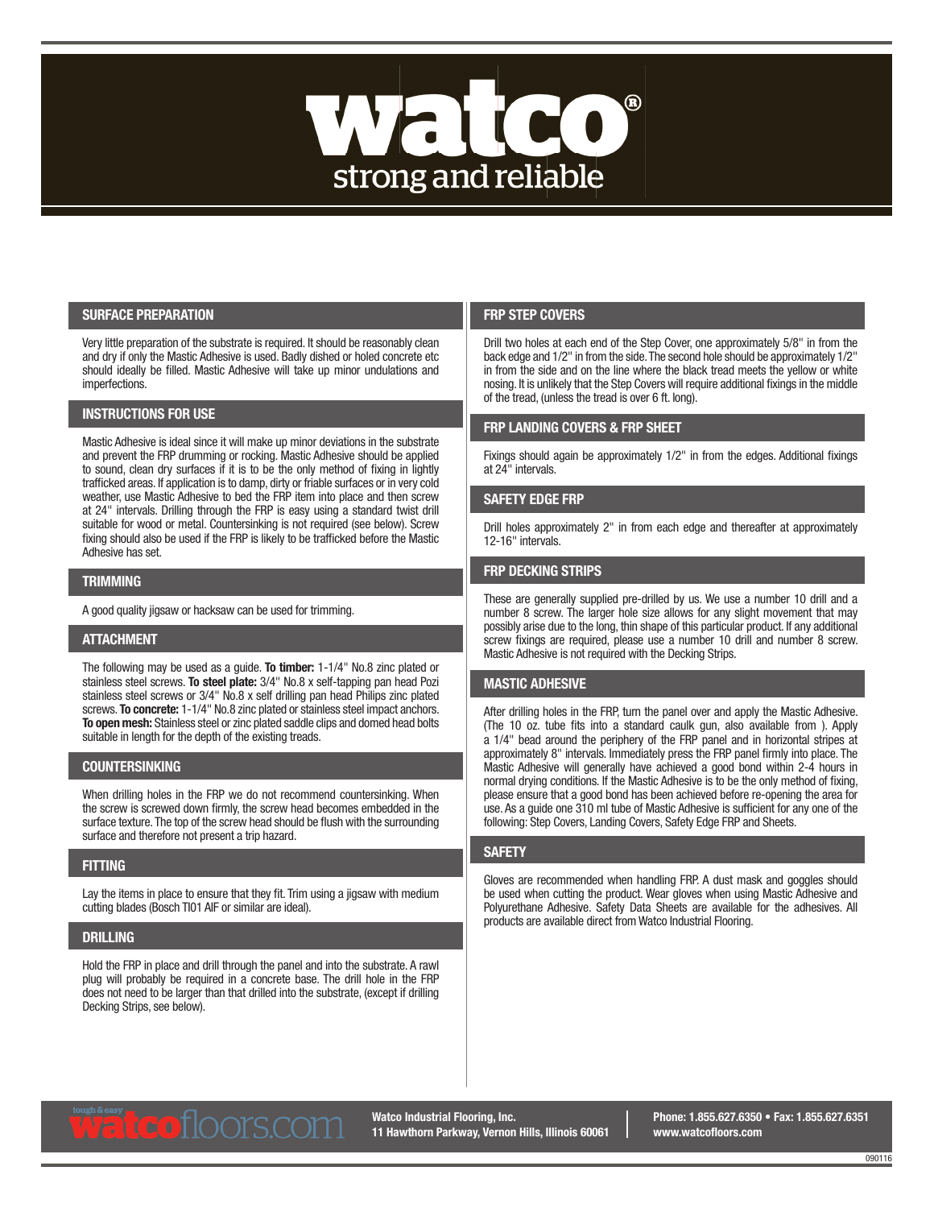# watco®

strong and reliable

## SURFACE PREPARATION

Very little preparation of the substrate is required. It should be reasonably clean and dry if only the Mastic Adhesive is used. Badly dished or holed concrete etc should ideally be filled. Mastic Adhesive will take up minor undulations and imperfections.

## INSTRUCTIONS FOR USE

Mastic Adhesive is ideal since it will make up minor deviations in the substrate and prevent the FRP drumming or rocking. Mastic Adhesive should be applied to sound, clean dry surfaces if it is to be the only method of fixing in lightly trafficked areas. If application is to damp, dirty or friable surfaces or in very cold weather, use Mastic Adhesive to bed the FRP item into place and then screw at 24" intervals. Drilling through the FRP is easy using a standard twist drill suitable for wood or metal. Countersinking is not required (see below). Screw fixing should also be used if the FRP is likely to be trafficked before the Mastic Adhesive has set.

## TRIMMING

A good quality jigsaw or hacksaw can be used for trimming.

## ATTACHMENT

The following may be used as a guide. **To timber:** 1-1/4" No.8 zinc plated or stainless steel screws. **To steel plate:** 3/4" No.8 x self-tapping pan head Pozi stainless steel screws or 3/4" No.8 x self drilling pan head Philips zinc plated screws. **To concrete:** 1-1/4" No.8 zinc plated or stainless steel impact anchors. **To open mesh:** Stainless steel or zinc plated saddle clips and domed head bolts suitable in length for the depth of the existing treads.

## COUNTERSINKING

When drilling holes in the FRP we do not recommend countersinking. When the screw is screwed down firmly, the screw head becomes embedded in the surface texture. The top of the screw head should be flush with the surrounding surface and therefore not present a trip hazard.

## FITTING

Lay the items in place to ensure that they fit. Trim using a jigsaw with medium cutting blades (Bosch TI01 AIF or similar are ideal).

## DRILLING

Hold the FRP in place and drill through the panel and into the substrate. A rawl plug will probably be required in a concrete base. The drill hole in the FRP does not need to be larger than that drilled into the substrate, (except if drilling Decking Strips, see below).

## FRP STEP COVERS

Drill two holes at each end of the Step Cover, one approximately 5/8" in from the back edge and 1/2" in from the side. The second hole should be approximately 1/2" in from the side and on the line where the black tread meets the yellow or white nosing. It is unlikely that the Step Covers will require additional fixings in the middle of the tread, (unless the tread is over 6 ft. long).

## FRP LANDING COVERS & FRP SHEET

Fixings should again be approximately 1/2" in from the edges. Additional fixings at 24" intervals.

## SAFETY EDGE FRP

Drill holes approximately 2" in from each edge and thereafter at approximately 12-16" intervals.

## FRP DECKING STRIPS

These are generally supplied pre-drilled by us. We use a number 10 drill and a number 8 screw. The larger hole size allows for any slight movement that may possibly arise due to the long, thin shape of this particular product. If any additional screw fixings are required, please use a number 10 drill and number 8 screw. Mastic Adhesive is not required with the Decking Strips.

## MASTIC ADHESIVE

After drilling holes in the FRP, turn the panel over and apply the Mastic Adhesive. (The 10 oz. tube fits into a standard caulk gun, also available from ). Apply a 1/4" bead around the periphery of the FRP panel and in horizontal stripes at approximately 8" intervals. Immediately press the FRP panel firmly into place. The Mastic Adhesive will generally have achieved a good bond within 2-4 hours in normal drying conditions. If the Mastic Adhesive is to be the only method of fixing, please ensure that a good bond has been achieved before re-opening the area for use. As a guide one 310 ml tube of Mastic Adhesive is sufficient for any one of the following: Step Covers, Landing Covers, Safety Edge FRP and Sheets.

## SAFETY

Gloves are recommended when handling FRP. A dust mask and goggles should be used when cutting the product. Wear gloves when using Mastic Adhesive and Polyurethane Adhesive. Safety Data Sheets are available for the adhesives. All products are available direct from Watco Industrial Flooring.

tough & easy watcofloors.com

**Watco Industrial Flooring, Inc.**
**11 Hawthorn Parkway, Vernon Hills, Illinois 60061**

**Phone: 1.855.627.6350 • Fax: 1.855.627.6351**
**www.watcofloors.com**

090116